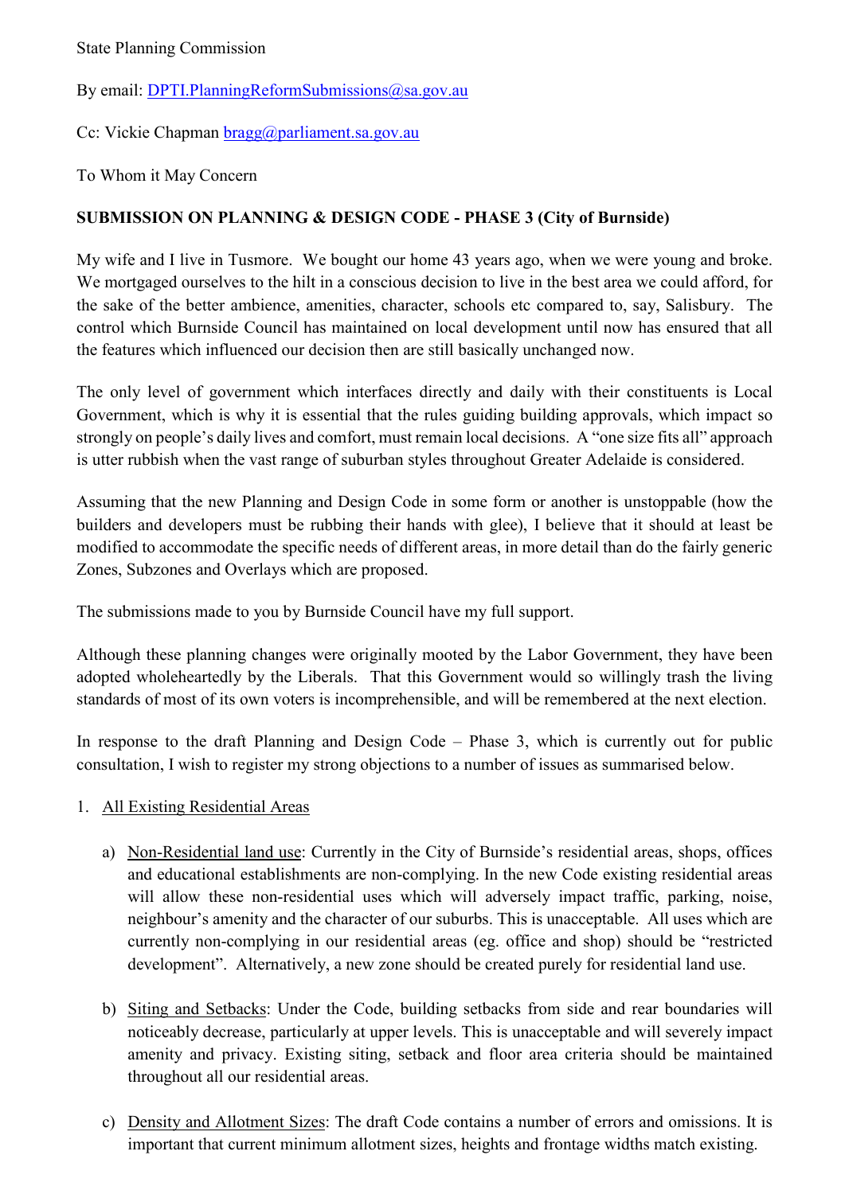State Planning Commission

By email: DPTI.PlanningReformSubmissions@sa.gov.au

Cc: Vickie Chapman bragg@parliament.sa.gov.au

To Whom it May Concern

**SUBMISSION ON PLANNING & DESIGN CODE - PHASE 3 (City of Burnside)**

My wife and I live in Tusmore. We bought our home 43 years ago, when we were young and broke. We mortgaged ourselves to the hilt in a conscious decision to live in the best area we could afford, for the sake of the better ambience, amenities, character, schools etc compared to, say, Salisbury. The control which Burnside Council has maintained on local development until now has ensured that all the features which influenced our decision then are still basically unchanged now.

The only level of government which interfaces directly and daily with their constituents is Local Government, which is why it is essential that the rules guiding building approvals, which impact so strongly on people's daily lives and comfort, must remain local decisions. A "one size fits all" approach is utter rubbish when the vast range of suburban styles throughout Greater Adelaide is considered.

Assuming that the new Planning and Design Code in some form or another is unstoppable (how the builders and developers must be rubbing their hands with glee), I believe that it should at least be modified to accommodate the specific needs of different areas, in more detail than do the fairly generic Zones, Subzones and Overlays which are proposed.

The submissions made to you by Burnside Council have my full support.

Although these planning changes were originally mooted by the Labor Government, they have been adopted wholeheartedly by the Liberals. That this Government would so willingly trash the living standards of most of its own voters is incomprehensible, and will be remembered at the next election.

In response to the draft Planning and Design Code – Phase 3, which is currently out for public consultation, I wish to register my strong objections to a number of issues as summarised below.

1. <u>All Existing Residential Areas</u>

   a) <u>Non-Residential land use</u>: Currently in the City of Burnside's residential areas, shops, offices and educational establishments are non-complying. In the new Code existing residential areas will allow these non-residential uses which will adversely impact traffic, parking, noise, neighbour's amenity and the character of our suburbs. This is unacceptable. All uses which are currently non-complying in our residential areas (eg. office and shop) should be "restricted development". Alternatively, a new zone should be created purely for residential land use.

   b) <u>Siting and Setbacks</u>: Under the Code, building setbacks from side and rear boundaries will noticeably decrease, particularly at upper levels. This is unacceptable and will severely impact amenity and privacy. Existing siting, setback and floor area criteria should be maintained throughout all our residential areas.

   c) <u>Density and Allotment Sizes</u>: The draft Code contains a number of errors and omissions. It is important that current minimum allotment sizes, heights and frontage widths match existing.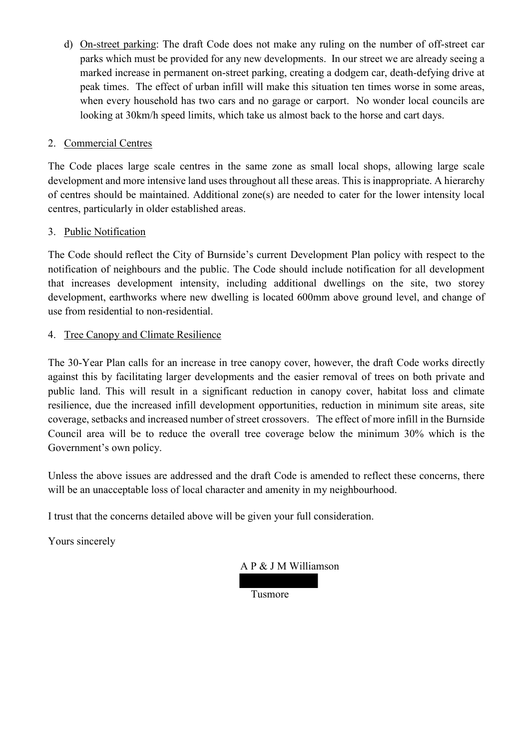d) On-street parking: The draft Code does not make any ruling on the number of off-street car parks which must be provided for any new developments. In our street we are already seeing a marked increase in permanent on-street parking, creating a dodgem car, death-defying drive at peak times. The effect of urban infill will make this situation ten times worse in some areas, when every household has two cars and no garage or carport. No wonder local councils are looking at 30km/h speed limits, which take us almost back to the horse and cart days.

2. Commercial Centres

The Code places large scale centres in the same zone as small local shops, allowing large scale development and more intensive land uses throughout all these areas. This is inappropriate. A hierarchy of centres should be maintained. Additional zone(s) are needed to cater for the lower intensity local centres, particularly in older established areas.

3. Public Notification

The Code should reflect the City of Burnside's current Development Plan policy with respect to the notification of neighbours and the public. The Code should include notification for all development that increases development intensity, including additional dwellings on the site, two storey development, earthworks where new dwelling is located 600mm above ground level, and change of use from residential to non-residential.

4. Tree Canopy and Climate Resilience

The 30-Year Plan calls for an increase in tree canopy cover, however, the draft Code works directly against this by facilitating larger developments and the easier removal of trees on both private and public land. This will result in a significant reduction in canopy cover, habitat loss and climate resilience, due the increased infill development opportunities, reduction in minimum site areas, site coverage, setbacks and increased number of street crossovers. The effect of more infill in the Burnside Council area will be to reduce the overall tree coverage below the minimum 30% which is the Government's own policy.

Unless the above issues are addressed and the draft Code is amended to reflect these concerns, there will be an unacceptable loss of local character and amenity in my neighbourhood.

I trust that the concerns detailed above will be given your full consideration.

Yours sincerely

A P & J M Williamson

Tusmore